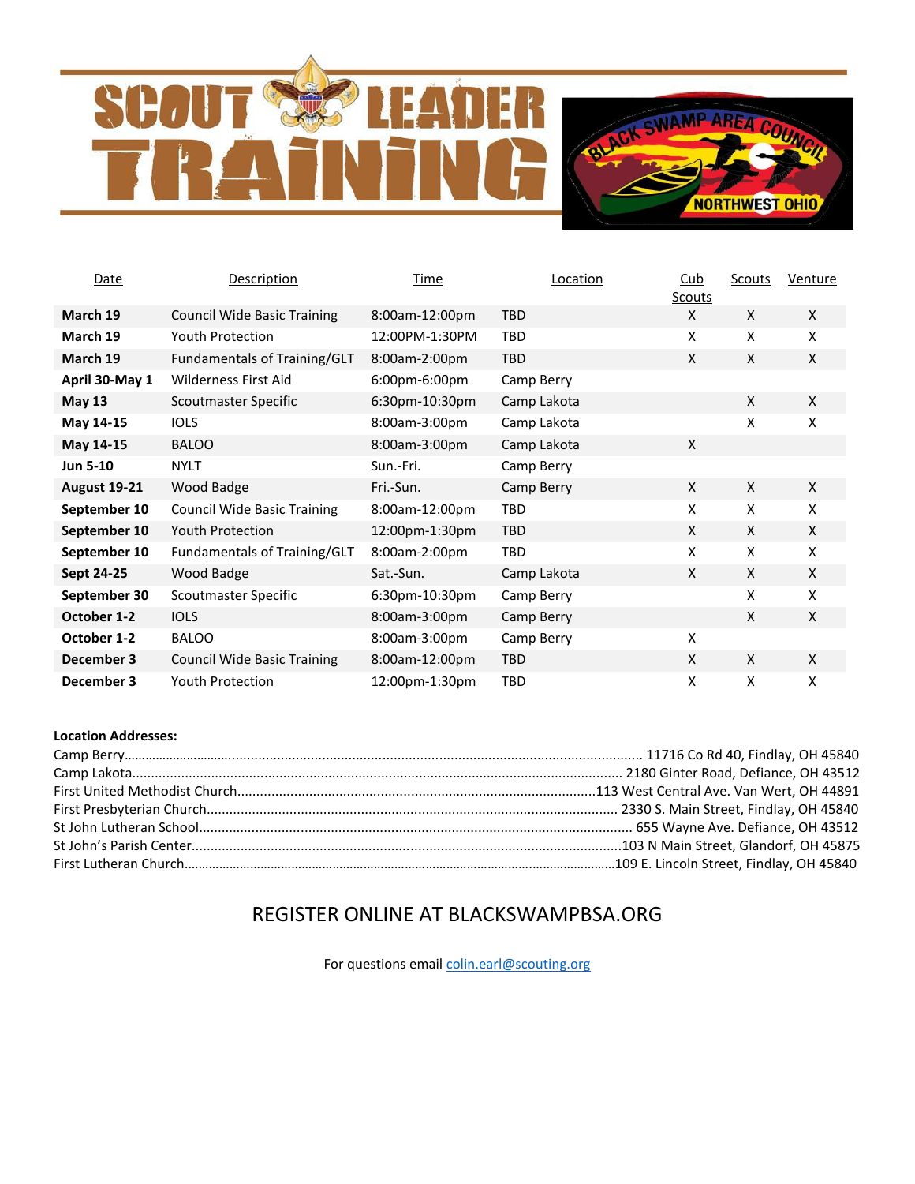# SCOUT LEADER TRAINING

BLACK SWAMP AREA COUNCIL
NORTHWEST OHIO

| Date | Description | Time | Location | Cub Scouts | Scouts | Venture |
|---|---|---|---|---|---|---|
| **March 19** | Council Wide Basic Training | 8:00am-12:00pm | TBD | X | X | X |
| **March 19** | Youth Protection | 12:00PM-1:30PM | TBD | X | X | X |
| **March 19** | Fundamentals of Training/GLT | 8:00am-2:00pm | TBD | X | X | X |
| **April 30-May 1** | Wilderness First Aid | 6:00pp-6:00pm | Camp Berry | | | |
| **May 13** | Scoutmaster Specific | 6:30pm-10:30pm | Camp Lakota | | X | X |
| **May 14-15** | IOLS | 8:00am-3:00pm | Camp Lakota | | X | X |
| **May 14-15** | BALOO | 8:00am-3:00pm | Camp Lakota | X | | |
| **Jun 5-10** | NYLT | Sun.-Fri. | Camp Berry | | | |
| **August 19-21** | Wood Badge | Fri.-Sun. | Camp Berry | X | X | X |
| **September 10** | Council Wide Basic Training | 8:00am-12:00pm | TBD | X | X | X |
| **September 10** | Youth Protection | 12:00pm-1:30pm | TBD | X | X | X |
| **September 10** | Fundamentals of Training/GLT | 8:00am-2:00pm | TBD | X | X | X |
| **Sept 24-25** | Wood Badge | Sat.-Sun. | Camp Lakota | X | X | X |
| **September 30** | Scoutmaster Specific | 6:30pm-10:30pm | Camp Berry | | X | X |
| **October 1-2** | IOLS | 8:00am-3:00pm | Camp Berry | | X | X |
| **October 1-2** | BALOO | 8:00am-3:00pm | Camp Berry | X | | |
| **December 3** | Council Wide Basic Training | 8:00am-12:00pm | TBD | X | X | X |
| **December 3** | Youth Protection | 12:00pm-1:30pm | TBD | X | X | X |

**Location Addresses:**

Camp Berry........................................ 11716 Co Rd 40, Findlay, OH 45840
Camp Lakota........................................ 2180 Ginter Road, Defiance, OH 43512
First United Methodist Church........................................113 West Central Ave. Van Wert, OH 44891
First Presbyterian Church........................................ 2330 S. Main Street, Findlay, OH 45840
St John Lutheran School........................................ 655 Wayne Ave. Defiance, OH 43512
St John's Parish Center........................................103 N Main Street, Glandorf, OH 45875
First Lutheran Church........................................109 E. Lincoln Street, Findlay, OH 45840

REGISTER ONLINE AT BLACKSWAMPBSA.ORG

For questions email colin.earl@scouting.org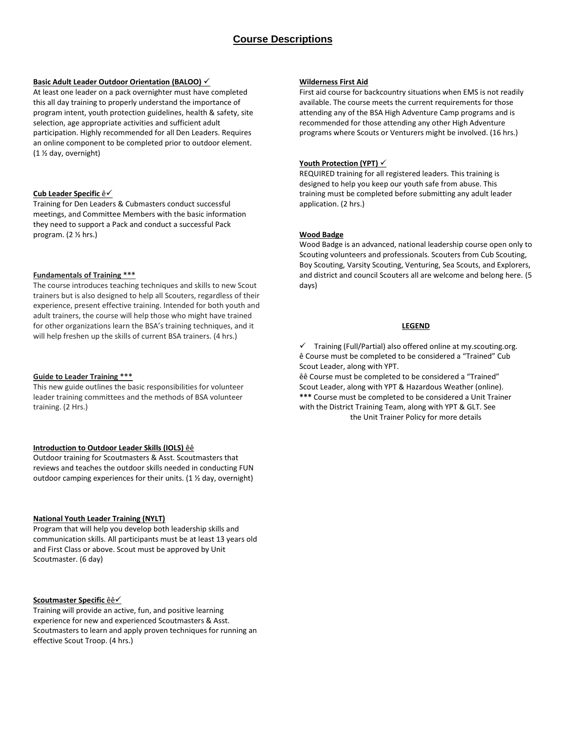# Course Descriptions

**Basic Adult Leader Outdoor Orientation (BALOO) ✓**

At least one leader on a pack overnighter must have completed this all day training to properly understand the importance of program intent, youth protection guidelines, health & safety, site selection, age appropriate activities and sufficient adult participation. Highly recommended for all Den Leaders. Requires an online component to be completed prior to outdoor element. (1 ½ day, overnight)

**Cub Leader Specific ê✓**

Training for Den Leaders & Cubmasters conduct successful meetings, and Committee Members with the basic information they need to support a Pack and conduct a successful Pack program. (2 ½ hrs.)

**Fundamentals of Training *****

The course introduces teaching techniques and skills to new Scout trainers but is also designed to help all Scouters, regardless of their experience, present effective training. Intended for both youth and adult trainers, the course will help those who might have trained for other organizations learn the BSA's training techniques, and it will help freshen up the skills of current BSA trainers. (4 hrs.)

**Guide to Leader Training *****

This new guide outlines the basic responsibilities for volunteer leader training committees and the methods of BSA volunteer training. (2 Hrs.)

**Introduction to Outdoor Leader Skills (IOLS) êê**

Outdoor training for Scoutmasters & Asst. Scoutmasters that reviews and teaches the outdoor skills needed in conducting FUN outdoor camping experiences for their units. (1 ½ day, overnight)

**National Youth Leader Training (NYLT)**

Program that will help you develop both leadership skills and communication skills. All participants must be at least 13 years old and First Class or above. Scout must be approved by Unit Scoutmaster. (6 day)

**Scoutmaster Specific êê✓**

Training will provide an active, fun, and positive learning experience for new and experienced Scoutmasters & Asst. Scoutmasters to learn and apply proven techniques for running an effective Scout Troop. (4 hrs.)

**Wilderness First Aid**

First aid course for backcountry situations when EMS is not readily available. The course meets the current requirements for those attending any of the BSA High Adventure Camp programs and is recommended for those attending any other High Adventure programs where Scouts or Venturers might be involved. (16 hrs.)

**Youth Protection (YPT) ✓**

REQUIRED training for all registered leaders. This training is designed to help you keep our youth safe from abuse. This training must be completed before submitting any adult leader application. (2 hrs.)

**Wood Badge**

Wood Badge is an advanced, national leadership course open only to Scouting volunteers and professionals. Scouters from Cub Scouting, Boy Scouting, Varsity Scouting, Venturing, Sea Scouts, and Explorers, and district and council Scouters all are welcome and belong here. (5 days)

**LEGEND**

✓ Training (Full/Partial) also offered online at my.scouting.org.
ê Course must be completed to be considered a "Trained" Cub Scout Leader, along with YPT.
êê Course must be completed to be considered a "Trained" Scout Leader, along with YPT & Hazardous Weather (online).
*** Course must be completed to be considered a Unit Trainer with the District Training Team, along with YPT & GLT. See the Unit Trainer Policy for more details